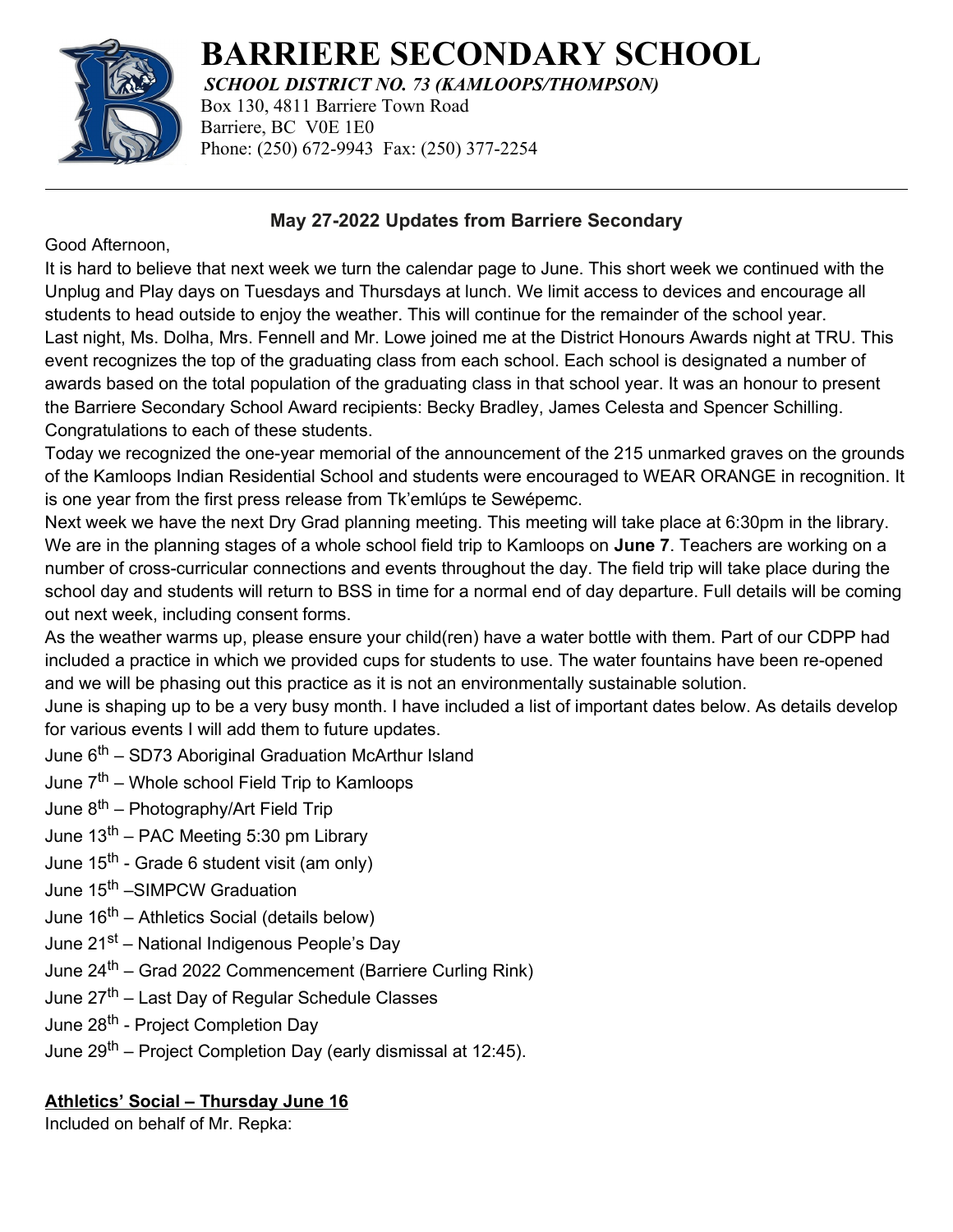# BARRIERE SECONDARY SCHOOL

***SCHOOL DISTRICT NO. 73 (KAMLOOPS/THOMPSON)***

Box 130, 4811 Barriere Town Road
Barriere, BC V0E 1E0
Phone: (250) 672-9943 Fax: (250) 377-2254

---

## May 27-2022 Updates from Barriere Secondary

Good Afternoon,

It is hard to believe that next week we turn the calendar page to June. This short week we continued with the Unplug and Play days on Tuesdays and Thursdays at lunch. We limit access to devices and encourage all students to head outside to enjoy the weather. This will continue for the remainder of the school year.

Last night, Ms. Dolha, Mrs. Fennell and Mr. Lowe joined me at the District Honours Awards night at TRU. This event recognizes the top of the graduating class from each school. Each school is designated a number of awards based on the total population of the graduating class in that school year. It was an honour to present the Barriere Secondary School Award recipients: Becky Bradley, James Celesta and Spencer Schilling. Congratulations to each of these students.

Today we recognized the one-year memorial of the announcement of the 215 unmarked graves on the grounds of the Kamloops Indian Residential School and students were encouraged to WEAR ORANGE in recognition. It is one year from the first press release from Tk'emlúps te Secwépemc.

Next week we have the next Dry Grad planning meeting. This meeting will take place at 6:30pm in the library. We are in the planning stages of a whole school field trip to Kamloops on **June 7**. Teachers are working on a number of cross-curricular connections and events throughout the day. The field trip will take place during the school day and students will return to BSS in time for a normal end of day departure. Full details will be coming out next week, including consent forms.

As the weather warms up, please ensure your child(ren) have a water bottle with them. Part of our CDPP had included a practice in which we provided cups for students to use. The water fountains have been re-opened and we will be phasing out this practice as it is not an environmentally sustainable solution.

June is shaping up to be a very busy month. I have included a list of important dates below. As details develop for various events I will add them to future updates.

June 6th – SD73 Aboriginal Graduation McArthur Island
June 7th – Whole school Field Trip to Kamloops
June 8th – Photography/Art Field Trip
June 13th – PAC Meeting 5:30 pm Library
June 15th - Grade 6 student visit (am only)
June 15th –SIMPCW Graduation
June 16th – Athletics Social (details below)
June 21st – National Indigenous People's Day
June 24th – Grad 2022 Commencement (Barriere Curling Rink)
June 27th – Last Day of Regular Schedule Classes
June 28th - Project Completion Day
June 29th – Project Completion Day (early dismissal at 12:45).

**Athletics' Social – Thursday June 16**

Included on behalf of Mr. Repka: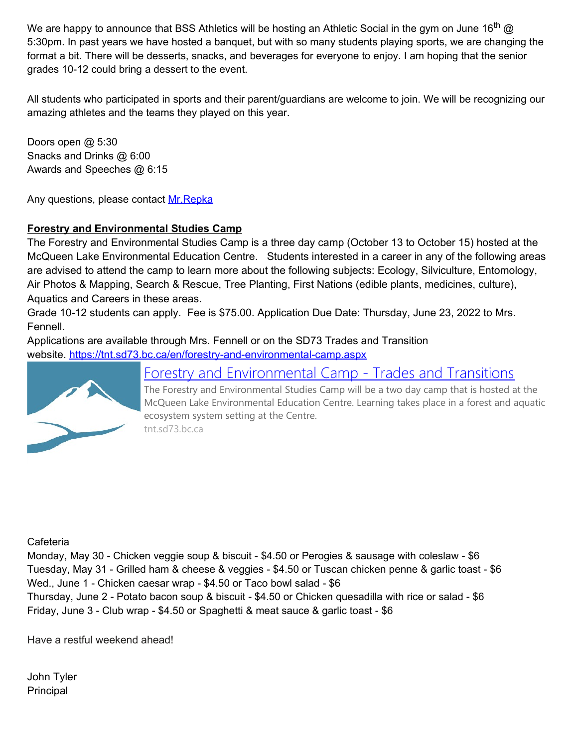We are happy to announce that BSS Athletics will be hosting an Athletic Social in the gym on June 16th @ 5:30pm. In past years we have hosted a banquet, but with so many students playing sports, we are changing the format a bit. There will be desserts, snacks, and beverages for everyone to enjoy. I am hoping that the senior grades 10-12 could bring a dessert to the event.

All students who participated in sports and their parent/guardians are welcome to join. We will be recognizing our amazing athletes and the teams they played on this year.

Doors open @ 5:30
Snacks and Drinks @ 6:00
Awards and Speeches @ 6:15

Any questions, please contact [Mr.Repka]

**Forestry and Environmental Studies Camp**

The Forestry and Environmental Studies Camp is a three day camp (October 13 to October 15) hosted at the McQueen Lake Environmental Education Centre. Students interested in a career in any of the following areas are advised to attend the camp to learn more about the following subjects: Ecology, Silviculture, Entomology, Air Photos & Mapping, Search & Rescue, Tree Planting, First Nations (edible plants, medicines, culture), Aquatics and Careers in these areas.
Grade 10-12 students can apply. Fee is $75.00. Application Due Date: Thursday, June 23, 2022 to Mrs. Fennell.
Applications are available through Mrs. Fennell or on the SD73 Trades and Transition website. https://tnt.sd73.bc.ca/en/forestry-and-environmental-camp.aspx

[Forestry and Environmental Camp - Trades and Transitions]
The Forestry and Environmental Studies Camp will be a two day camp that is hosted at the McQueen Lake Environmental Education Centre. Learning takes place in a forest and aquatic ecosystem system setting at the Centre.
tnt.sd73.bc.ca

Cafeteria
Monday, May 30 - Chicken veggie soup & biscuit - $4.50 or Perogies & sausage with coleslaw - $6
Tuesday, May 31 - Grilled ham & cheese & veggies - $4.50 or Tuscan chicken penne & garlic toast - $6
Wed., June 1 - Chicken caesar wrap - $4.50 or Taco bowl salad - $6
Thursday, June 2 - Potato bacon soup & biscuit - $4.50 or Chicken quesadilla with rice or salad - $6
Friday, June 3 - Club wrap - $4.50 or Spaghetti & meat sauce & garlic toast - $6

Have a restful weekend ahead!

John Tyler
Principal